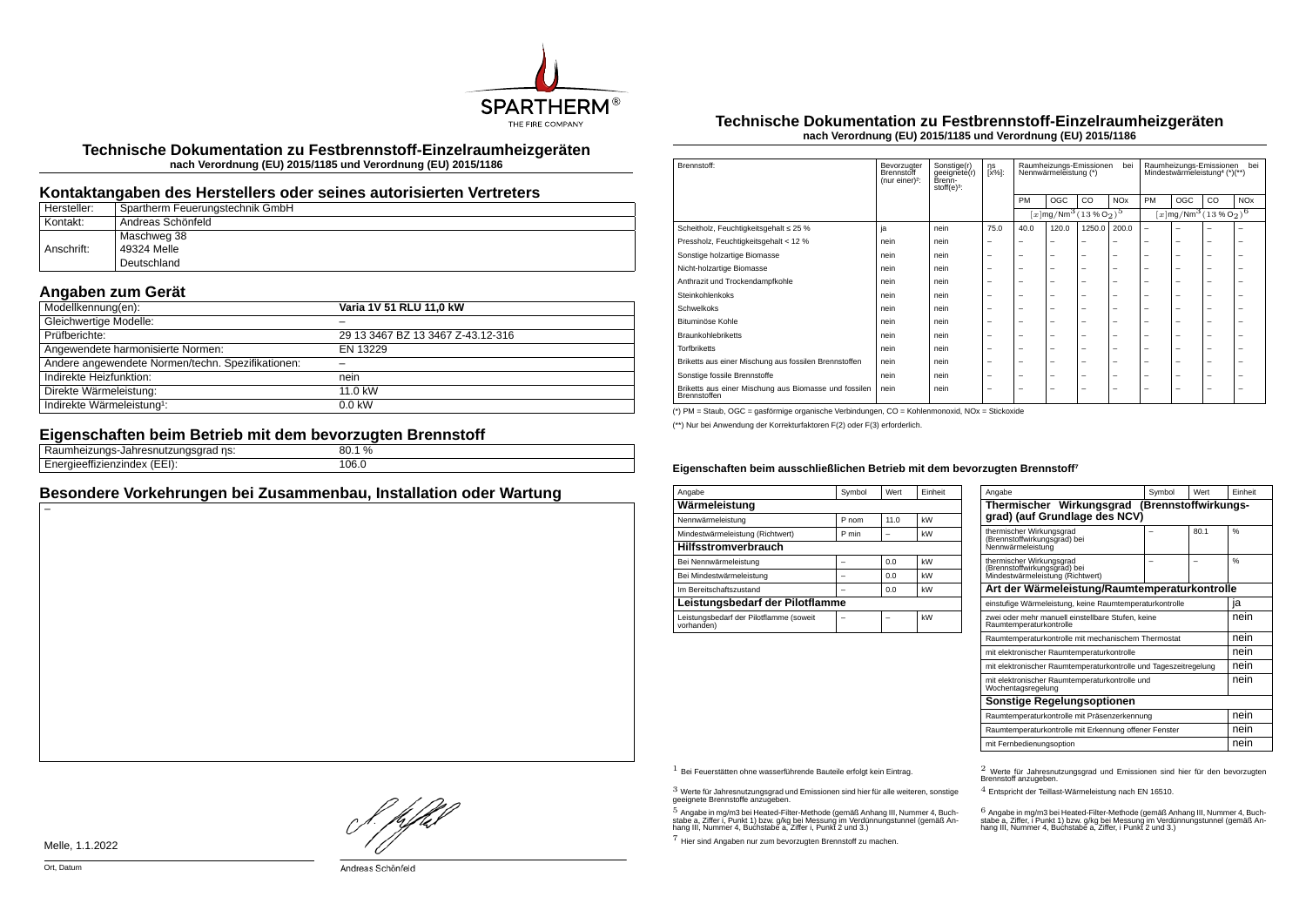# Technische Dokumentation zu Festbrennstoff-Einzelraumheizgeräten

**nach Verordnung (EU) 2015/1185 und Verordnung (EU) 2015/1186**

## Kontaktangaben des Herstellers oder seines autorisierten Vertreters

| | |
|---|---|
| Hersteller: | Spartherm Feuerungstechnik GmbH |
| Kontakt: | Andreas Schönfeld |
| Anschrift: | Maschweg 38<br>49324 Melle<br>Deutschland |

## Angaben zum Gerät

| | |
|---|---|
| Modellkennung(en): | **Varia 1V 51 RLU 11,0 kW** |
| Gleichwertige Modelle: | – |
| Prüfberichte: | 29 13 3467 BZ 13 3467 Z-43.12-316 |
| Angewendete harmonisierte Normen: | EN 13229 |
| Andere angewendete Normen/techn. Spezifikationen: | – |
| Indirekte Heizfunktion: | nein |
| Direkte Wärmeleistung: | 11.0 kW |
| Indirekte Wärmeleistung¹: | 0.0 kW |

## Eigenschaften beim Betrieb mit dem bevorzugten Brennstoff

| | |
|---|---|
| Raumheizungs-Jahresnutzungsgrad ηs: | 80.1 % |
| Energieeffizienzindex (EEI): | 106.0 |

## Besondere Vorkehrungen bei Zusammenbau, Installation oder Wartung

–

Melle, 1.1.2022

Ort, Datum

Andreas Schönfeld

# Technische Dokumentation zu Festbrennstoff-Einzelraumheizgeräten

**nach Verordnung (EU) 2015/1185 und Verordnung (EU) 2015/1186**

| Brennstoff: | Bevorzugter Brennstoff (nur einer)²: | Sonstige(r) geeignete(r) Brennstoff(e)³: | ηs [x%]: | Raumheizungs-Emissionen bei Nennwärmeleistung (*) | | | | Raumheizungs-Emissionen bei Mindestwärmeleistung⁴ (*)(**) | | | |
|---|---|---|---|---|---|---|---|---|---|---|---|
| | | | | PM | OGC | CO | NOx | PM | OGC | CO | NOx |
| | | | | $[x]\mathrm{mg/Nm^3}\,(13\,\%\,O_2)$[5] | | | | $[x]\mathrm{mg/Nm^3}\,(13\,\%\,O_2)$[6] | | | |
| Scheitholz, Feuchtigkeitsgehalt ≤ 25 % | ja | nein | 75.0 | 40.0 | 120.0 | 1250.0 | 200.0 | – | – | – | – |
| Pressholz, Feuchtigkeitsgehalt < 12 % | nein | nein | – | – | – | – | – | – | – | – | – |
| Sonstige holzartige Biomasse | nein | nein | – | – | – | – | – | – | – | – | – |
| Nicht-holzartige Biomasse | nein | nein | – | – | – | – | – | – | – | – | – |
| Anthrazit und Trockendampfkohle | nein | nein | – | – | – | – | – | – | – | – | – |
| Steinkohlenkoks | nein | nein | – | – | – | – | – | – | – | – | – |
| Schwelkoks | nein | nein | – | – | – | – | – | – | – | – | – |
| Bituminöse Kohle | nein | nein | – | – | – | – | – | – | – | – | – |
| Braunkohlebriketts | nein | nein | – | – | – | – | – | – | – | – | – |
| Torfbriketts | nein | nein | – | – | – | – | – | – | – | – | – |
| Briketts aus einer Mischung aus fossilen Brennstoffen | nein | nein | – | – | – | – | – | – | – | – | – |
| Sonstige fossile Brennstoffe | nein | nein | – | – | – | – | – | – | – | – | – |
| Briketts aus einer Mischung aus Biomasse und fossilen Brennstoffen | nein | nein | – | – | – | – | – | – | – | – | – |

(*) PM = Staub, OGC = gasförmige organische Verbindungen, CO = Kohlenmonoxid, NOx = Stickoxide

(**) Nur bei Anwendung der Korrekturfaktoren F(2) oder F(3) erforderlich.

### Eigenschaften beim ausschließlichen Betrieb mit dem bevorzugten Brennstoff⁷

| Angabe | Symbol | Wert | Einheit |
|---|---|---|---|
| **Wärmeleistung** | | | |
| Nennwärmeleistung | P nom | 11.0 | kW |
| Mindestwärmeleistung (Richtwert) | P min | – | kW |
| **Hilfsstromverbrauch** | | | |
| Bei Nennwärmeleistung | – | 0.0 | kW |
| Bei Mindestwärmeleistung | – | 0.0 | kW |
| Im Bereitschaftszustand | – | 0.0 | kW |
| **Leistungsbedarf der Pilotflamme** | | | |
| Leistungsbedarf der Pilotflamme (soweit vorhanden) | – | – | kW |

| Angabe | Symbol | Wert | Einheit |
|---|---|---|---|
| **Thermischer Wirkungsgrad (Brennstoffwirkungsgrad) (auf Grundlage des NCV)** | | | |
| thermischer Wirkungsgrad (Brennstoffwirkungsgrad) bei Nennwärmeleistung | – | 80.1 | % |
| thermischer Wirkungsgrad (Brennstoffwirkungsgrad) bei Mindestwärmeleistung (Richtwert) | – | – | % |
| **Art der Wärmeleistung/Raumtemperaturkontrolle** | | | |
| einstufige Wärmeleistung, keine Raumtemperaturkontrolle | | | ja |
| zwei oder mehr manuell einstellbare Stufen, keine Raumtemperaturkontrolle | | | nein |
| Raumtemperaturkontrolle mit mechanischem Thermostat | | | nein |
| mit elektronischer Raumtemperaturkontrolle | | | nein |
| mit elektronischer Raumtemperaturkontrolle und Tageszeitregelung | | | nein |
| mit elektronischer Raumtemperaturkontrolle und Wochentagsregelung | | | nein |
| **Sonstige Regelungsoptionen** | | | |
| Raumtemperaturkontrolle mit Präsenzerkennung | | | nein |
| Raumtemperaturkontrolle mit Erkennung offener Fenster | | | nein |
| mit Fernbedienungsoption | | | nein |

[1] Bei Feuerstätten ohne wasserführende Bauteile erfolgt kein Eintrag.

[2] Werte für Jahresnutzungsgrad und Emissionen sind hier für den bevorzugten Brennstoff anzugeben.

[3] Werte für Jahresnutzungsgrad und Emissionen sind hier für alle weiteren, sonstige geeignete Brennstoffe anzugeben.

[4] Entspricht der Teillast-Wärmeleistung nach EN 16510.

[5] Angabe in mg/m3 bei Heated-Filter-Methode (gemäß Anhang III, Nummer 4, Buchstabe a, Ziffer i, Punkt 1) bzw. g/kg bei Messung im Verdünnungstunnel (gemäß Anhang III, Nummer 4, Buchstabe a, Ziffer i, Punkt 2 und 3.)

[6] Angabe in mg/m3 bei Heated-Filter-Methode (gemäß Anhang III, Nummer 4, Buchstabe a, Ziffer, i Punkt 1) bzw. g/kg bei Messung im Verdünnungstunnel (gemäß Anhang III, Nummer 4, Buchstabe a, Ziffer, i Punkt 2 und 3.)

[7] Hier sind Angaben nur zum bevorzugten Brennstoff zu machen.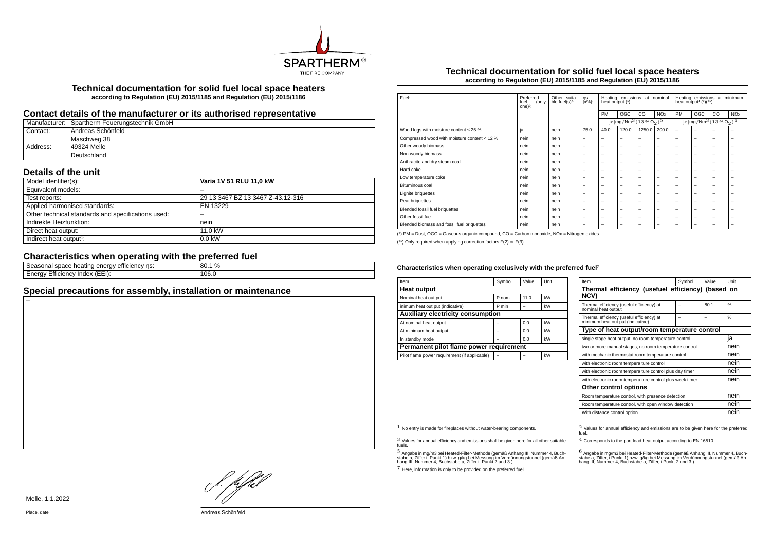# Technical documentation for solid fuel local space heaters

**according to Regulation (EU) 2015/1185 and Regulation (EU) 2015/1186**

## Contact details of the manufacturer or its authorised representative

| Manufacturer: | Spartherm Feuerungstechnik GmbH |
|---|---|
| Contact: | Andreas Schönfeld |
| Address: | Maschweg 38<br>49324 Melle<br>Deutschland |

## Details of the unit

| Model identifier(s): | **Varia 1V 51 RLU 11,0 kW** |
|---|---|
| Equivalent models: | – |
| Test reports: | 29 13 3467 BZ 13 3467 Z-43.12-316 |
| Applied harmonised standards: | EN 13229 |
| Other technical standards and specifications used: | – |
| Indirekte Heizfunktion: | nein |
| Direct heat output: | 11.0 kW |
| Indirect heat output[1]: | 0.0 kW |

## Characteristics when operating with the preferred fuel

| Seasonal space heating energy efficiency ηs: | 80.1 % |
|---|---|
| Energy Efficiency Index (EEI): | 106.0 |

## Special precautions for assembly, installation or maintenance

–

Melle, 1.1.2022

Place, date

Andreas Schönfeld

# Technical documentation for solid fuel local space heaters

**according to Regulation (EU) 2015/1185 and Regulation (EU) 2015/1186**

| Fuel: | Preferred fuel (only one)[2]: | Other suitable fuel(s)[3]: | ηs [x%]: | Heating emissions at nominal heat output (*) | | | | Heating emissions at minimum heat output[4] (*)(**) | | | |
|---|---|---|---|---|---|---|---|---|---|---|---|
| | | | | PM | OGC | CO | NOx | PM | OGC | CO | NOx |
| | | | | [x]mg/Nm³ (13 % $O_2$)[5] | | | | [x]mg/Nm³ (13 % $O_2$)[6] | | | |
| Wood logs with moisture content ≤ 25 % | ja | nein | 75.0 | 40.0 | 120.0 | 1250.0 | 200.0 | – | – | – | – |
| Compressed wood with moisture content < 12 % | nein | nein | – | – | – | – | – | – | – | – | – |
| Other woody biomass | nein | nein | – | – | – | – | – | – | – | – | – |
| Non-woody biomass | nein | nein | – | – | – | – | – | – | – | – | – |
| Anthracite and dry steam coal | nein | nein | – | – | – | – | – | – | – | – | – |
| Hard coke | nein | nein | – | – | – | – | – | – | – | – | – |
| Low temperature coke | nein | nein | – | – | – | – | – | – | – | – | – |
| Bituminous coal | nein | nein | – | – | – | – | – | – | – | – | – |
| Lignite briquettes | nein | nein | – | – | – | – | – | – | – | – | – |
| Peat briquettes | nein | nein | – | – | – | – | – | – | – | – | – |
| Blended fossil fuel briquettes | nein | nein | – | – | – | – | – | – | – | – | – |
| Other fossil fue | nein | nein | – | – | – | – | – | – | – | – | – |
| Blended biomass and fossil fuel briquettes | nein | nein | – | – | – | – | – | – | – | – | – |

(*) PM = Dust, OGC = Gaseous organic compound, CO = Carbon monoxide, NOx = Nitrogen oxides

(**) Only required when applying correction factors F(2) or F(3).

#### Characteristics when operating exclusively with the preferred fuel[7]

| Item | Symbol | Value | Unit |
|---|---|---|---|
| **Heat output** | | | |
| Nominal heat out put | P nom | 11.0 | kW |
| inimum heat out put (indicative) | P min | – | kW |
| **Auxiliary electricity consumption** | | | |
| At nominal heat output | – | 0.0 | kW |
| At minimum heat output | – | 0.0 | kW |
| In standby mode | – | 0.0 | kW |
| **Permanent pilot flame power requirement** | | | |
| Pilot flame power requirement (if applicable) | – | – | kW |

| Item | Symbol | Value | Unit |
|---|---|---|---|
| **Thermal efficiency (usefuel efficiency) (based on NCV)** | | | |
| Thermal efficiency (useful efficiency) at nominal heat output | – | 80.1 | % |
| Thermal efficiency (useful efficiency) at minimum heat out put (indicative) | – | – | % |
| **Type of heat output/room temperature control** | | | |
| single stage heat output, no room temperature control | | | ja |
| two or more manual stages, no room temperature control | | | nein |
| with mechanic thermostat room temperature control | | | nein |
| with electronic room tempera ture control | | | nein |
| with electronic room tempera ture control plus day timer | | | nein |
| with electronic room tempera ture control plus week timer | | | nein |
| **Other control options** | | | |
| Room temperature control, with presence detection | | | nein |
| Room temperature control, with open window detection | | | nein |
| With distance control option | | | nein |

[1] No entry is made for fireplaces without water-bearing components.

[2] Values for annual efficiency and emissions are to be given here for the preferred fuel.

[3] Values for annual efficiency and emissions shall be given here for all other suitable fuels.

[4] Corresponds to the part load heat output according to EN 16510.

[5] Angabe in mg/m3 bei Heated-Filter-Methode (gemäß Anhang III, Nummer 4, Buchstabe a, Ziffer i, Punkt 1) bzw. g/kg bei Messung im Verdünnungstunnel (gemäß Anhang III, Nummer 4, Buchstabe a, Ziffer i, Punkt 2 und 3.)

[6] Angabe in mg/m3 bei Heated-Filter-Methode (gemäß Anhang III, Nummer 4, Buchstabe a, Ziffer, i Punkt 1) bzw. g/kg bei Messung im Verdünnungstunnel (gemäß Anhang III, Nummer 4, Buchstabe a, Ziffer, i Punkt 2 und 3.)

[7] Here, information is only to be provided on the preferred fuel.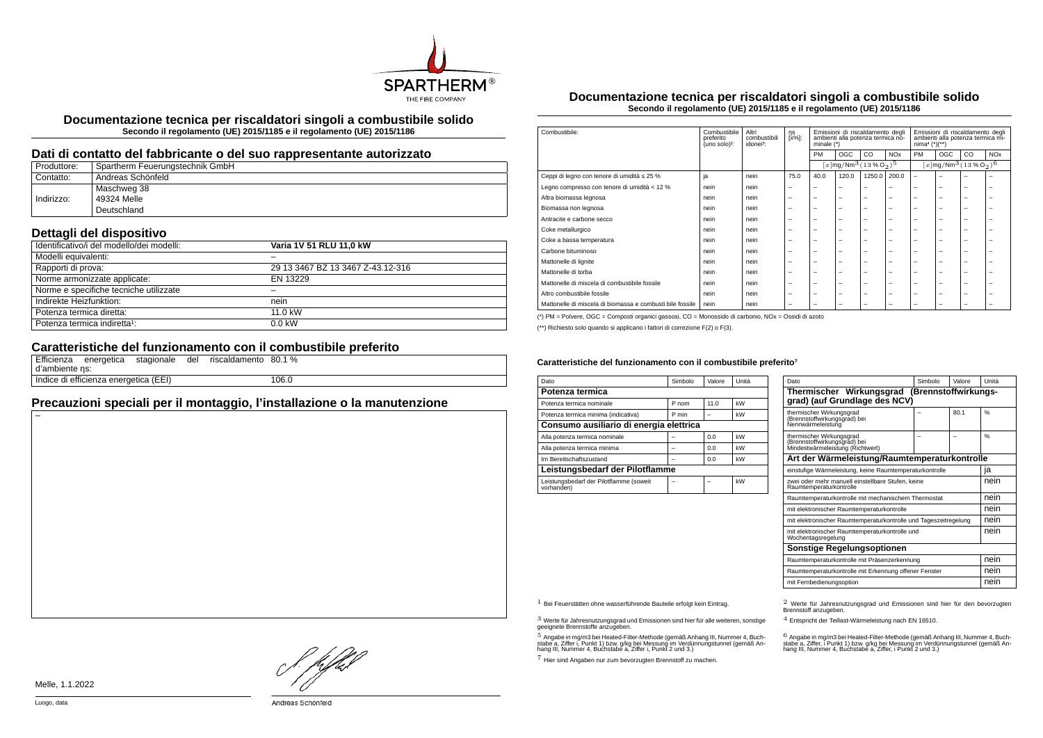# Documentazione tecnica per riscaldatori singoli a combustibile solido

**Secondo il regolamento (UE) 2015/1185 e il regolamento (UE) 2015/1186**

## Dati di contatto del fabbricante o del suo rappresentante autorizzato

| | |
|---|---|
| Produttore: | Spartherm Feuerungstechnik GmbH |
| Contatto: | Andreas Schönfeld |
| Indirizzo: | Maschweg 38<br>49324 Melle<br>Deutschland |

## Dettagli del dispositivo

| | |
|---|---|
| Identificativo/i del modello/dei modelli: | **Varia 1V 51 RLU 11,0 kW** |
| Modelli equivalenti: | – |
| Rapporti di prova: | 29 13 3467 BZ 13 3467 Z-43.12-316 |
| Norme armonizzate applicate: | EN 13229 |
| Norme e specifiche tecniche utilizzate | – |
| Indirekte Heizfunktion: | nein |
| Potenza termica diretta: | 11.0 kW |
| Potenza termica indiretta[1]: | 0.0 kW |

## Caratteristiche del funzionamento con il combustibile preferito

| | |
|---|---|
| Efficienza energetica stagionale del riscaldamento d'ambiente ηs: | 80.1 % |
| Indice di efficienza energetica (EEI) | 106.0 |

## Precauzioni speciali per il montaggio, l'installazione o la manutenzione

–

Melle, 1.1.2022

Luogo, data

Andreas Schönfeld

# Documentazione tecnica per riscaldatori singoli a combustibile solido

**Secondo il regolamento (UE) 2015/1185 e il regolamento (UE) 2015/1186**

| Combustibile: | Combustibile preferito (uno solo)[2]: | Altri combustibili idonei[3]: | ηs [x%]: | Emissioni di riscaldamento degli ambienti alla potenza termica nominale (*) | | | | Emissioni di riscaldamento degli ambienti alla potenza termica minima[4] (*)(**) | | | |
|---|---|---|---|---|---|---|---|---|---|---|---|
| | | | | PM | OGC | CO | NOx | PM | OGC | CO | NOx |
| | | | | $[x]\mathrm{mg/Nm^3}\,(13\,\%\,\mathrm{O_2})^5$ | | | | $[x]\mathrm{mg/Nm^3}\,(13\,\%\,\mathrm{O_2})^6$ | | | |
| Ceppi di legno con tenore di umidità ≤ 25 % | ja | nein | 75.0 | 40.0 | 120.0 | 1250.0 | 200.0 | – | – | – | – |
| Legno compresso con tenore di umidità < 12 % | nein | nein | – | – | – | – | – | – | – | – | – |
| Altra biomassa legnosa | nein | nein | – | – | – | – | – | – | – | – | – |
| Biomassa non legnosa | nein | nein | – | – | – | – | – | – | – | – | – |
| Antracite e carbone secco | nein | nein | – | – | – | – | – | – | – | – | – |
| Coke metallurgico | nein | nein | – | – | – | – | – | – | – | – | – |
| Coke a bassa temperatura | nein | nein | – | – | – | – | – | – | – | – | – |
| Carbone bituminoso | nein | nein | – | – | – | – | – | – | – | – | – |
| Mattonelle di lignite | nein | nein | – | – | – | – | – | – | – | – | – |
| Mattonelle di torba | nein | nein | – | – | – | – | – | – | – | – | – |
| Mattonelle di miscela di combustibile fossile | nein | nein | – | – | – | – | – | – | – | – | – |
| Altro combustibile fossile | nein | nein | – | – | – | – | – | – | – | – | – |
| Mattonelle di miscela di biomassa e combusti bile fossile | nein | nein | – | – | – | – | – | – | – | – | – |

(*) PM = Polvere, OGC = Composti organici gassosi, CO = Monossido di carbonio, NOx = Ossidi di azoto

(**) Richiesto solo quando si applicano i fattori di correzione F(2) o F(3).

#### Caratteristiche del funzionamento con il combustibile preferito[7]

| Dato | Simbolo | Valore | Unità |
|---|---|---|---|
| **Potenza termica** | | | |
| Potenza termica nominale | P nom | 11.0 | kW |
| Potenza termica minima (indicativa) | P min | – | kW |
| **Consumo ausiliario di energia elettrica** | | | |
| Alla potenza termica nominale | – | 0.0 | kW |
| Alla potenza termica minima | – | 0.0 | kW |
| Im Bereitschaftszustand | – | 0.0 | kW |
| **Leistungsbedarf der Pilotflamme** | | | |
| Leistungsbedarf der Pilotflamme (soweit vorhanden) | – | – | kW |

| Dato | Simbolo | Valore | Unità |
|---|---|---|---|
| **Thermischer Wirkungsgrad (Brennstoffwirkungsgrad) (auf Grundlage des NCV)** | | | |
| thermischer Wirkungsgrad (Brennstoffwirkungsgrad) bei Nennwärmeleistung | – | 80.1 | % |
| thermischer Wirkungsgrad (Brennstoffwirkungsgrad) bei Mindestwärmeleistung (Richtwert) | – | – | % |
| **Art der Wärmeleistung/Raumtemperaturkontrolle** | | | |
| einstufige Wärmeleistung, keine Raumtemperaturkontrolle | | | ja |
| zwei oder mehr manuell einstellbare Stufen, keine Raumtemperaturkontrolle | | | nein |
| Raumtemperaturkontrolle mit mechanischem Thermostat | | | nein |
| mit elektronischer Raumtemperaturkontrolle | | | nein |
| mit elektronischer Raumtemperaturkontrolle und Tageszeitregelung | | | nein |
| mit elektronischer Raumtemperaturkontrolle und Wochentagsregelung | | | nein |
| **Sonstige Regelungsoptionen** | | | |
| Raumtemperaturkontrolle mit Präsenzerkennung | | | nein |
| Raumtemperaturkontrolle mit Erkennung offener Fenster | | | nein |
| mit Fernbedienungsoption | | | nein |

[1] Bei Feuerstätten ohne wasserführende Bauteile erfolgt kein Eintrag.

[2] Werte für Jahresnutzungsgrad und Emissionen sind hier für den bevorzugten Brennstoff anzugeben.

[3] Werte für Jahresnutzungsgrad und Emissionen sind hier für alle weiteren, sonstige geeignete Brennstoffe anzugeben.

[4] Entspricht der Teillast-Wärmeleistung nach EN 16510.

[5] Angabe in mg/m3 bei Heated-Filter-Methode (gemäß Anhang III, Nummer 4, Buchstabe a, Ziffer i, Punkt 1) bzw. g/kg bei Messung im Verdünnungstunnel (gemäß Anhang III, Nummer 4, Buchstabe a, Ziffer i, Punkt 2 und 3.)

[6] Angabe in mg/m3 bei Heated-Filter-Methode (gemäß Anhang III, Nummer 4, Buchstabe a, Ziffer i, Punkt 1) bzw. g/kg bei Messung im Verdünnungstunnel (gemäß Anhang III, Nummer 4, Buchstabe a, Ziffer i, Punkt 2 und 3.)

[7] Hier sind Angaben nur zum bevorzugten Brennstoff zu machen.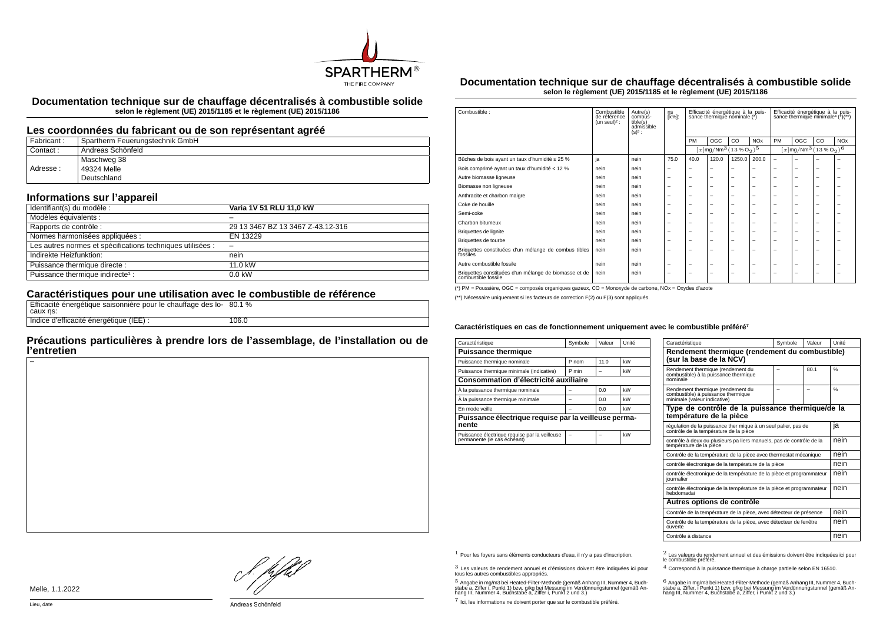# Documentation technique sur de chauffage décentralisés à combustible solide

**selon le règlement (UE) 2015/1185 et le règlement (UE) 2015/1186**

## Les coordonnées du fabricant ou de son représentant agréé

| | |
|---|---|
| Fabricant : | Spartherm Feuerungstechnik GmbH |
| Contact : | Andreas Schönfeld |
| Adresse : | Maschweg 38<br>49324 Melle<br>Deutschland |

## Informations sur l'appareil

| | |
|---|---|
| Identifiant(s) du modèle : | **Varia 1V 51 RLU 11,0 kW** |
| Modèles équivalents : | – |
| Rapports de contrôle : | 29 13 3467 BZ 13 3467 Z-43.12-316 |
| Normes harmonisées appliquées : | EN 13229 |
| Les autres normes et spécifications techniques utilisées : | – |
| Indirekte Heizfunktion: | nein |
| Puissance thermique directe : | 11.0 kW |
| Puissance thermique indirecte[1] : | 0.0 kW |

## Caractéristiques pour une utilisation avec le combustible de référence

| | |
|---|---|
| Efficacité énergétique saisonnière pour le chauffage des locaux ηs: | 80.1 % |
| Indice d'efficacité énergétique (IEE) : | 106.0 |

## Précautions particulières à prendre lors de l'assemblage, de l'installation ou de l'entretien

–

Melle, 1.1.2022

Lieu, date

Andreas Schönfeld

# Documentation technique sur de chauffage décentralisés à combustible solide

**selon le règlement (UE) 2015/1185 et le règlement (UE) 2015/1186**

| Combustible : | Combustible de référence (un seul)[2] : | Autre(s) combustible(s) admissible (s)[3] : | ηs [x%]: | Efficacité énergétique à la puissance thermique nominale (*) | | | | Efficacité énergétique à la puissance thermique minimale[4] (*)(**) | | | |
|---|---|---|---|---|---|---|---|---|---|---|---|
| | | | | PM | OGC | CO | NOx | PM | OGC | CO | NOx |
| | | | | $[x]$mg/Nm$^3$ (13 % $O_2$)[5] | | | | $[x]$mg/Nm$^3$ (13 % $O_2$)[6] | | | |
| Bûches de bois ayant un taux d'humidité ≤ 25 % | ja | nein | 75.0 | 40.0 | 120.0 | 1250.0 | 200.0 | – | – | – | – |
| Bois comprimé ayant un taux d'humidité < 12 % | nein | nein | – | – | – | – | – | – | – | – | – |
| Autre biomasse ligneuse | nein | nein | – | – | – | – | – | – | – | – | – |
| Biomasse non ligneuse | nein | nein | – | – | – | – | – | – | – | – | – |
| Anthracite et charbon maigre | nein | nein | – | – | – | – | – | – | – | – | – |
| Coke de houille | nein | nein | – | – | – | – | – | – | – | – | – |
| Semi-coke | nein | nein | – | – | – | – | – | – | – | – | – |
| Charbon bitumeux | nein | nein | – | – | – | – | – | – | – | – | – |
| Briquettes de lignite | nein | nein | – | – | – | – | – | – | – | – | – |
| Briquettes de tourbe | nein | nein | – | – | – | – | – | – | – | – | – |
| Briquettes constituées d'un mélange de combus tibles fossiles | nein | nein | – | – | – | – | – | – | – | – | – |
| Autre combustible fossile | nein | nein | – | – | – | – | – | – | – | – | – |
| Briquettes constituées d'un mélange de biomasse et de combustible fossile | nein | nein | – | – | – | – | – | – | – | – | – |

(*) PM = Poussière, OGC = composés organiques gazeux, CO = Monoxyde de carbone, NOx = Oxydes d'azote

(**) Nécessaire uniquement si les facteurs de correction F(2) ou F(3) sont appliqués.

### Caractéristiques en cas de fonctionnement uniquement avec le combustible préféré[7]

| Caractéristique | Symbole | Valeur | Unité |
|---|---|---|---|
| **Puissance thermique** | | | |
| Puissance thermique nominale | P nom | 11.0 | kW |
| Puissance thermique minimale (indicative) | P min | – | kW |
| **Consommation d'électricité auxiliaire** | | | |
| À la puissance thermique nominale | – | 0.0 | kW |
| À la puissance thermique minimale | – | 0.0 | kW |
| En mode veille | – | 0.0 | kW |
| **Puissance électrique requise par la veilleuse permanente** | | | |
| Puissance électrique requise par la veilleuse permanente (le cas échéant) | – | – | kW |

| Caractéristique | Symbole | Valeur | Unité |
|---|---|---|---|
| **Rendement thermique (rendement du combustible) (sur la base de la NCV)** | | | |
| Rendement thermique (rendement du combustible) à la puissance thermique nominale | – | 80.1 | % |
| Rendement thermique (rendement du combustible) à la puissance thermique minimale (valeur indicative) | – | – | % |
| **Type de contrôle de la puissance thermique/de la température de la pièce** | | | |
| régulation de la puissance ther mique à un seul palier, pas de contrôle de la température de la pièce | | | ja |
| contrôle à deux ou plusieurs pa liers manuels, pas de contrôle de la température de la pièce | | | nein |
| Contrôle de la température de la pièce avec thermostat mécanique | | | nein |
| contrôle électronique de la température de la pièce | | | nein |
| contrôle électronique de la température de la pièce et programmateur journalier | | | nein |
| contrôle électronique de la température de la pièce et programmateur hebdomadai | | | nein |
| **Autres options de contrôle** | | | |
| Contrôle de la température de la pièce, avec détecteur de présence | | | nein |
| Contrôle de la température de la pièce, avec détecteur de fenêtre ouverte | | | nein |
| Contrôle à distance | | | nein |

[1] Pour les foyers sans éléments conducteurs d'eau, il n'y a pas d'inscription.

[2] Les valeurs du rendement annuel et des émissions doivent être indiquées ici pour le combustible préféré.

[3] Les valeurs de rendement annuel et d'émissions doivent être indiquées ici pour tous les autres combustibles appropriés.

[4] Correspond à la puissance thermique à charge partielle selon EN 16510.

[5] Angabe in mg/m3 bei Heated-Filter-Methode (gemäß Anhang III, Nummer 4, Buchstabe a, Ziffer i, Punkt 1) bzw. g/kg bei Messung im Verdünnungstunnel (gemäß Anhang III, Nummer 4, Buchstabe a, Ziffer i, Punkt 2 und 3.)

[6] Angabe in mg/m3 bei Heated-Filter-Methode (gemäß Anhang III, Nummer 4, Buchstabe a, Ziffer i, Punkt 1) bzw. g/kg bei Messung im Verdünnungstunnel (gemäß Anhang III, Nummer 4, Buchstabe a, Ziffer i, Punkt 2 und 3.)

[7] Ici, les informations ne doivent porter que sur le combustible préféré.